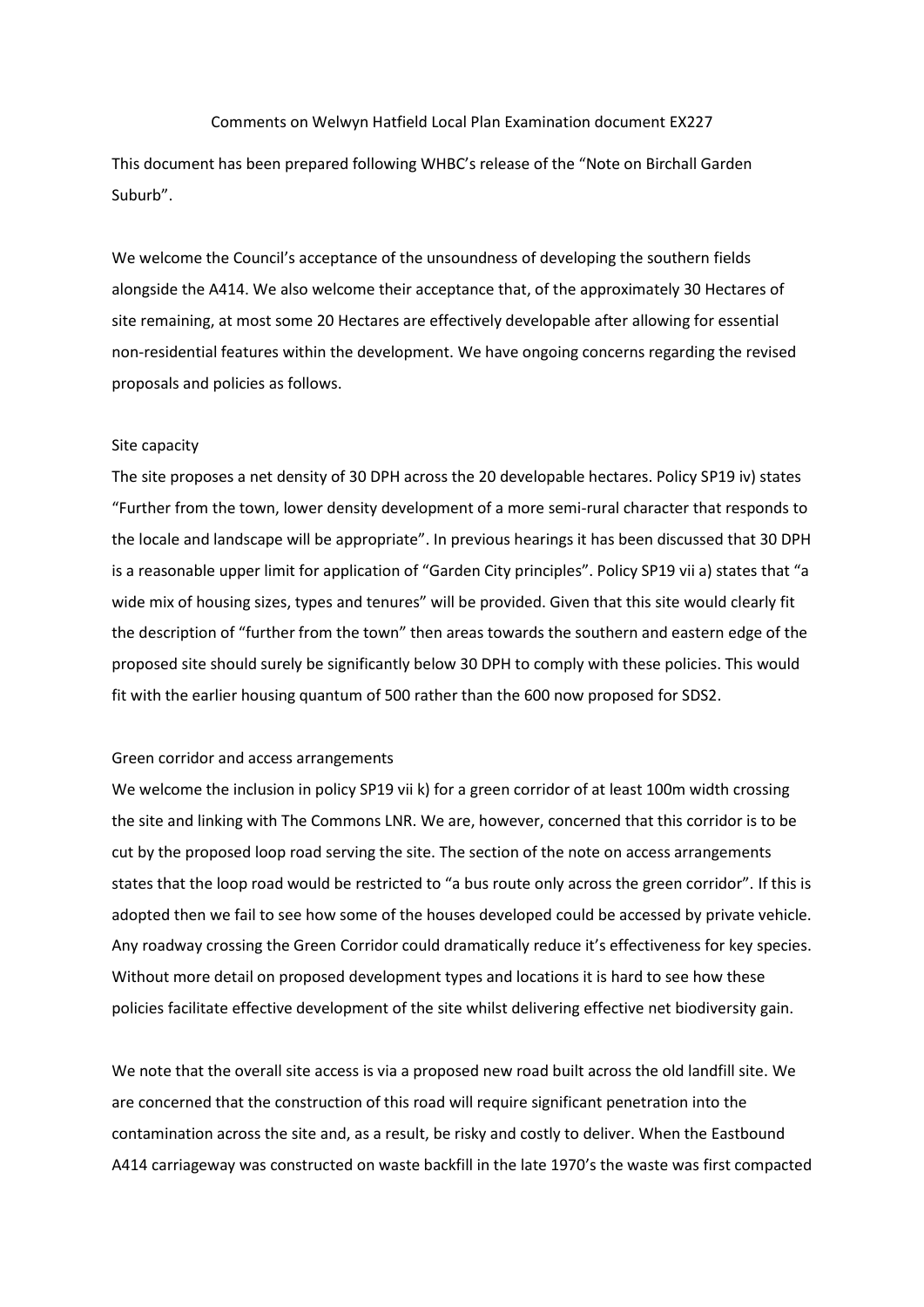Comments on Welwyn Hatfield Local Plan Examination document EX227

This document has been prepared following WHBC's release of the "Note on Birchall Garden Suburb".

We welcome the Council's acceptance of the unsoundness of developing the southern fields alongside the A414. We also welcome their acceptance that, of the approximately 30 Hectares of site remaining, at most some 20 Hectares are effectively developable after allowing for essential non-residential features within the development. We have ongoing concerns regarding the revised proposals and policies as follows.

## Site capacity

The site proposes a net density of 30 DPH across the 20 developable hectares. Policy SP19 iv) states "Further from the town, lower density development of a more semi-rural character that responds to the locale and landscape will be appropriate". In previous hearings it has been discussed that 30 DPH is a reasonable upper limit for application of "Garden City principles". Policy SP19 vii a) states that "a wide mix of housing sizes, types and tenures" will be provided. Given that this site would clearly fit the description of "further from the town" then areas towards the southern and eastern edge of the proposed site should surely be significantly below 30 DPH to comply with these policies. This would fit with the earlier housing quantum of 500 rather than the 600 now proposed for SDS2.

## Green corridor and access arrangements

We welcome the inclusion in policy SP19 vii k) for a green corridor of at least 100m width crossing the site and linking with The Commons LNR. We are, however, concerned that this corridor is to be cut by the proposed loop road serving the site. The section of the note on access arrangements states that the loop road would be restricted to "a bus route only across the green corridor". If this is adopted then we fail to see how some of the houses developed could be accessed by private vehicle. Any roadway crossing the Green Corridor could dramatically reduce it's effectiveness for key species. Without more detail on proposed development types and locations it is hard to see how these policies facilitate effective development of the site whilst delivering effective net biodiversity gain.

We note that the overall site access is via a proposed new road built across the old landfill site. We are concerned that the construction of this road will require significant penetration into the contamination across the site and, as a result, be risky and costly to deliver. When the Eastbound A414 carriageway was constructed on waste backfill in the late 1970's the waste was first compacted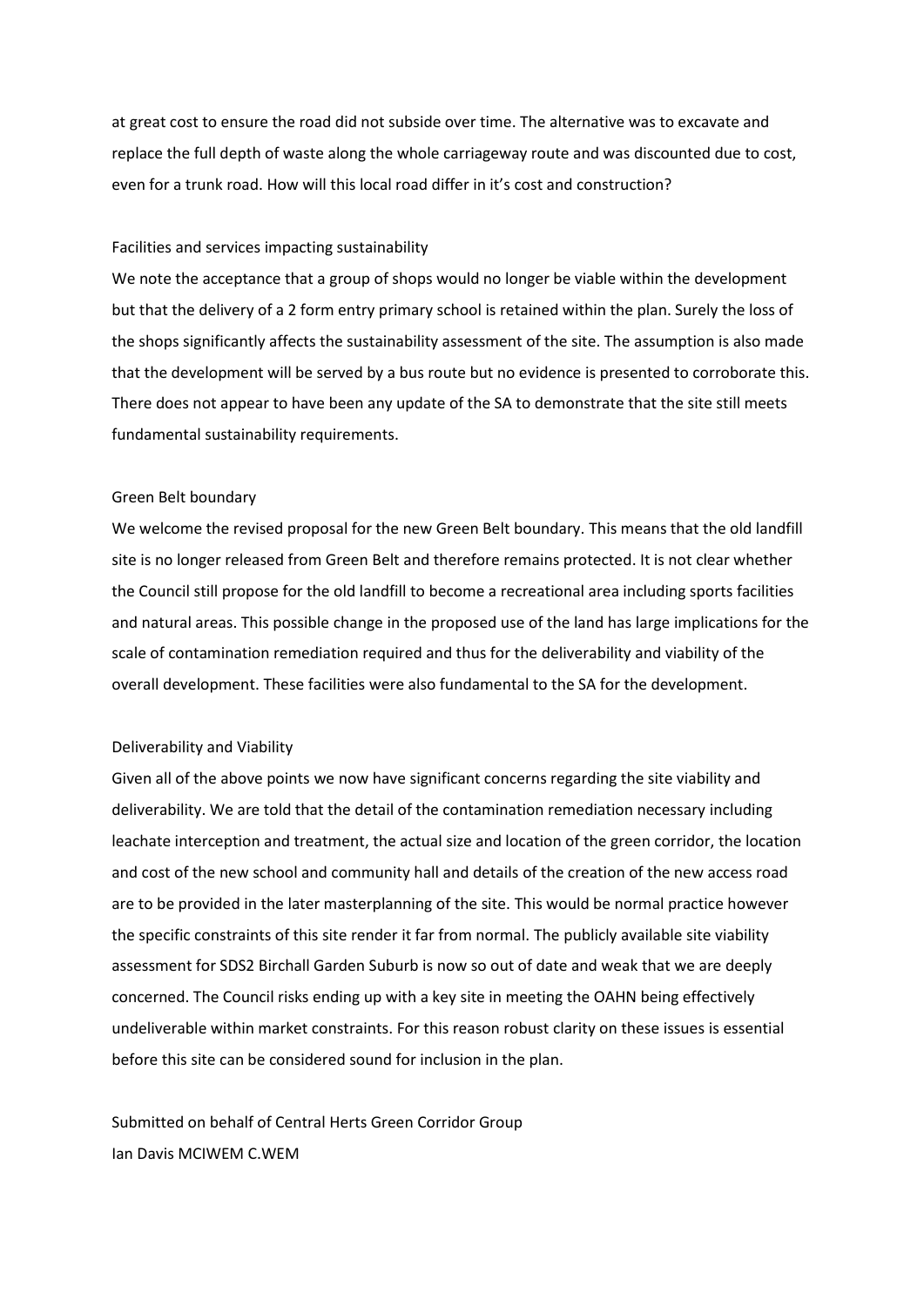at great cost to ensure the road did not subside over time. The alternative was to excavate and replace the full depth of waste along the whole carriageway route and was discounted due to cost, even for a trunk road. How will this local road differ in it's cost and construction?

Facilities and services impacting sustainability

We note the acceptance that a group of shops would no longer be viable within the development but that the delivery of a 2 form entry primary school is retained within the plan. Surely the loss of the shops significantly affects the sustainability assessment of the site. The assumption is also made that the development will be served by a bus route but no evidence is presented to corroborate this. There does not appear to have been any update of the SA to demonstrate that the site still meets fundamental sustainability requirements.

Green Belt boundary

We welcome the revised proposal for the new Green Belt boundary. This means that the old landfill site is no longer released from Green Belt and therefore remains protected. It is not clear whether the Council still propose for the old landfill to become a recreational area including sports facilities and natural areas. This possible change in the proposed use of the land has large implications for the scale of contamination remediation required and thus for the deliverability and viability of the overall development. These facilities were also fundamental to the SA for the development.

Deliverability and Viability

Given all of the above points we now have significant concerns regarding the site viability and deliverability. We are told that the detail of the contamination remediation necessary including leachate interception and treatment, the actual size and location of the green corridor, the location and cost of the new school and community hall and details of the creation of the new access road are to be provided in the later masterplanning of the site. This would be normal practice however the specific constraints of this site render it far from normal. The publicly available site viability assessment for SDS2 Birchall Garden Suburb is now so out of date and weak that we are deeply concerned. The Council risks ending up with a key site in meeting the OAHN being effectively undeliverable within market constraints. For this reason robust clarity on these issues is essential before this site can be considered sound for inclusion in the plan.

Submitted on behalf of Central Herts Green Corridor Group
Ian Davis MCIWEM C.WEM